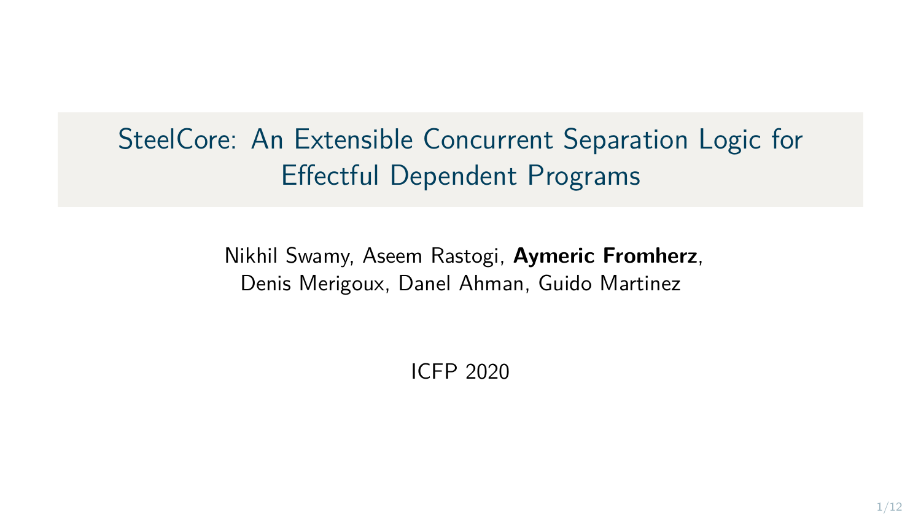# SteelCore: An Extensible Concurrent Separation Logic for Effectful Dependent Programs

Nikhil Swamy, Aseem Rastogi, **Aymeric Fromherz**,
Denis Merigoux, Danel Ahman, Guido Martinez

ICFP 2020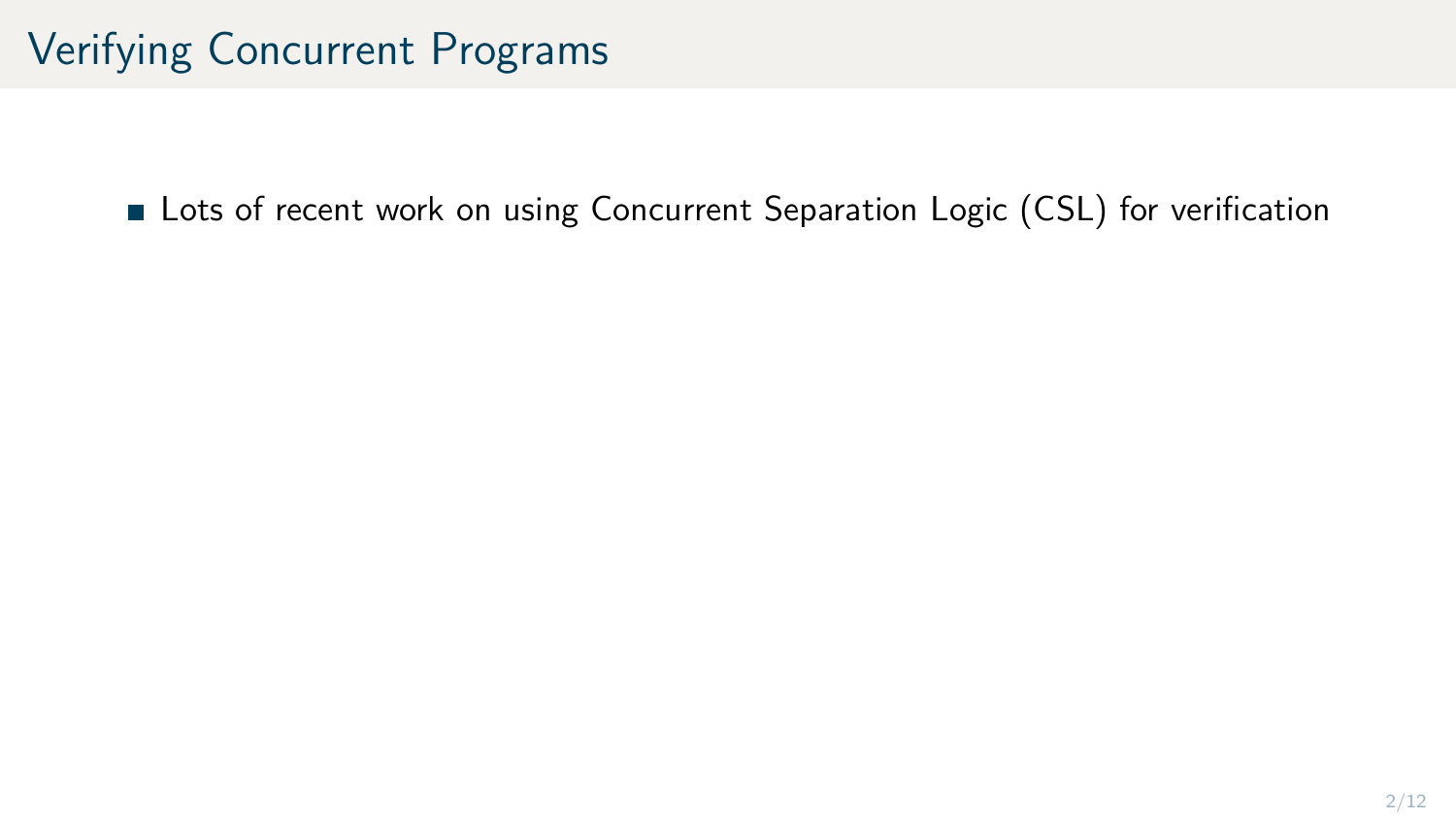# Verifying Concurrent Programs

- Lots of recent work on using Concurrent Separation Logic (CSL) for verification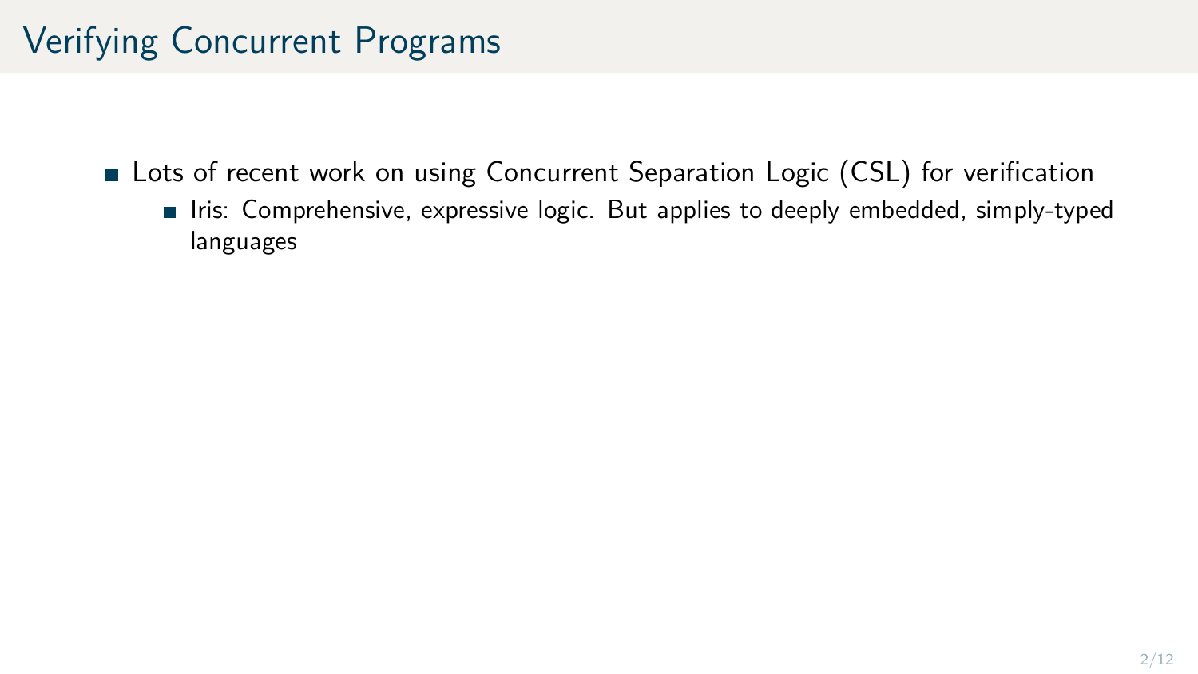# Verifying Concurrent Programs

- Lots of recent work on using Concurrent Separation Logic (CSL) for verification
  - Iris: Comprehensive, expressive logic. But applies to deeply embedded, simply-typed languages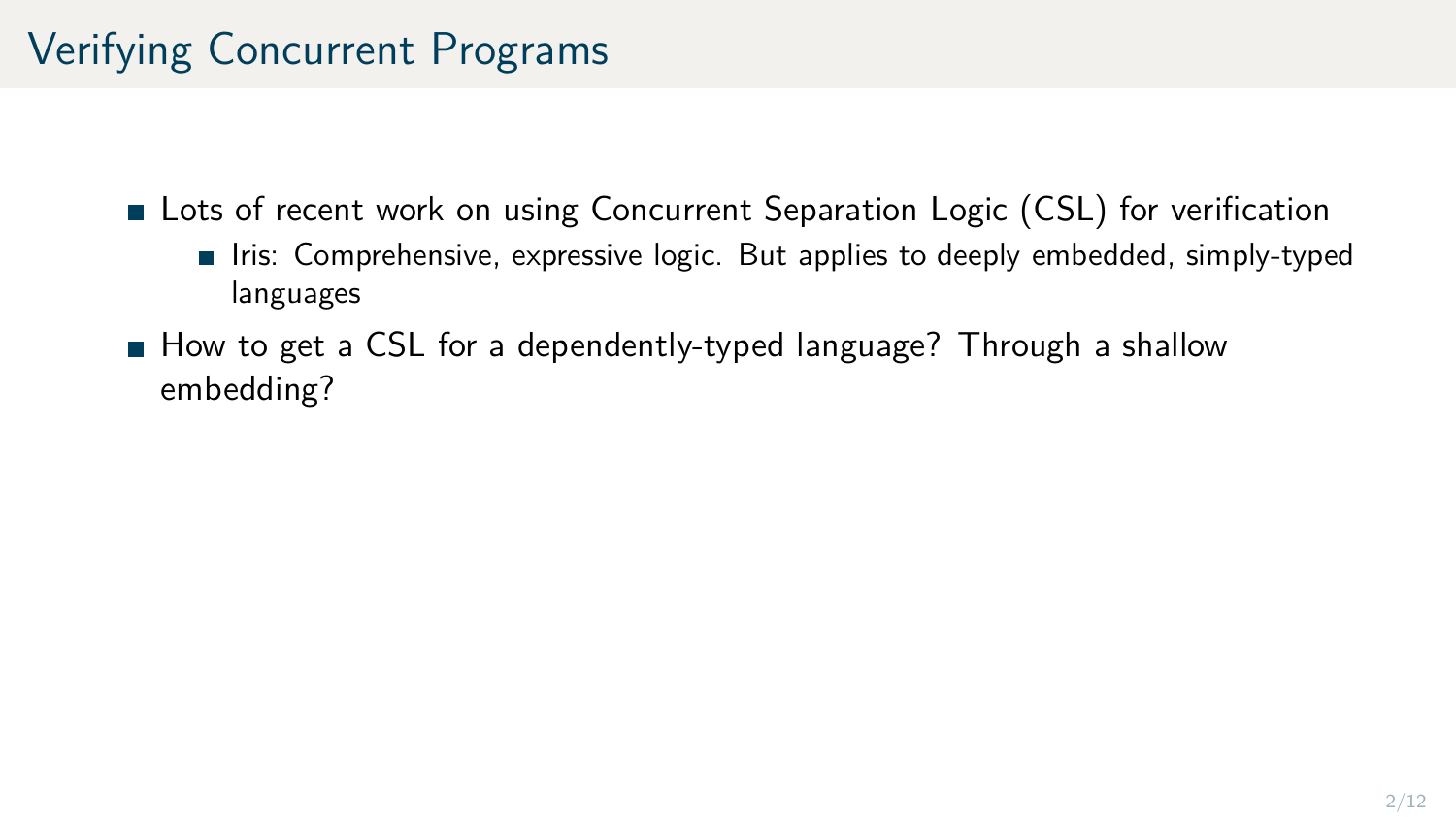# Verifying Concurrent Programs

- Lots of recent work on using Concurrent Separation Logic (CSL) for verification
  - Iris: Comprehensive, expressive logic. But applies to deeply embedded, simply-typed languages
- How to get a CSL for a dependently-typed language? Through a shallow embedding?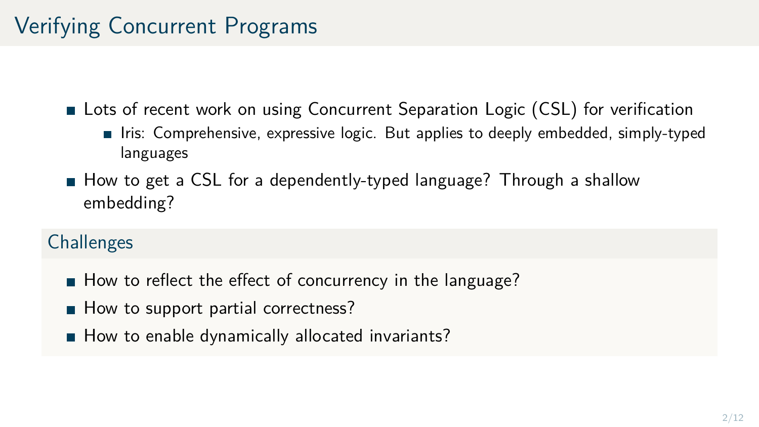# Verifying Concurrent Programs

- Lots of recent work on using Concurrent Separation Logic (CSL) for verification
  - Iris: Comprehensive, expressive logic. But applies to deeply embedded, simply-typed languages
- How to get a CSL for a dependently-typed language? Through a shallow embedding?

## Challenges

- How to reflect the effect of concurrency in the language?
- How to support partial correctness?
- How to enable dynamically allocated invariants?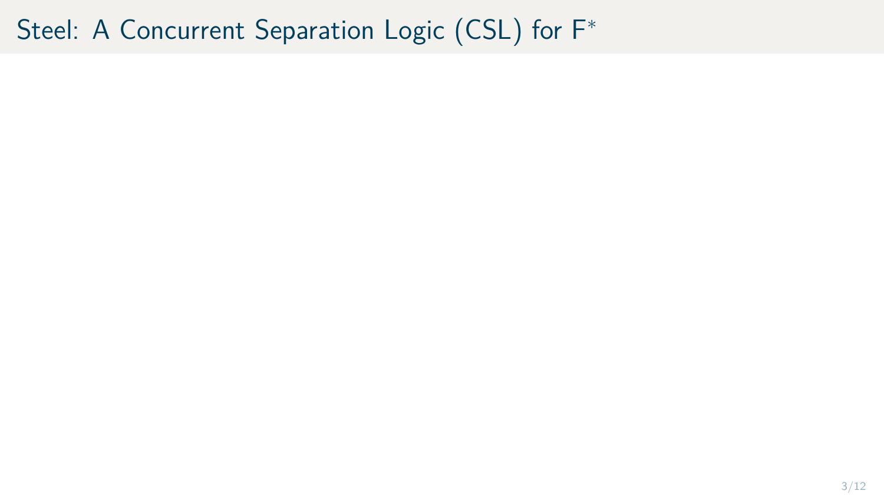# Steel: A Concurrent Separation Logic (CSL) for F*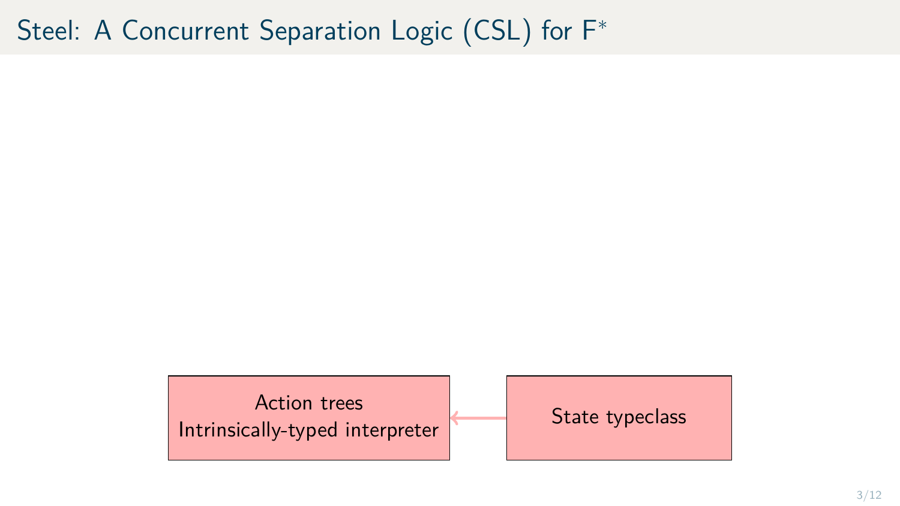# Steel: A Concurrent Separation Logic (CSL) for F*

Action trees
Intrinsically-typed interpreter

State typeclass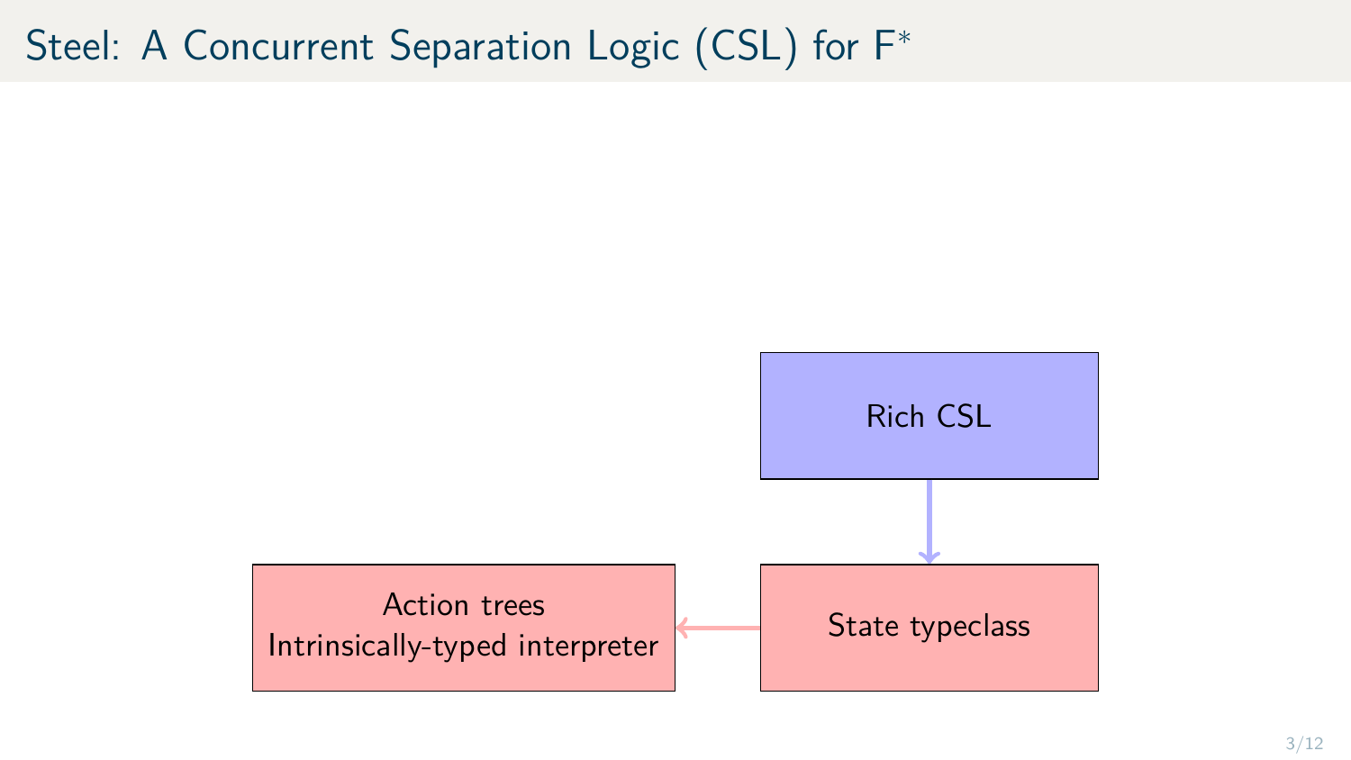# Steel: A Concurrent Separation Logic (CSL) for F*

Rich CSL

State typeclass

Action trees
Intrinsically-typed interpreter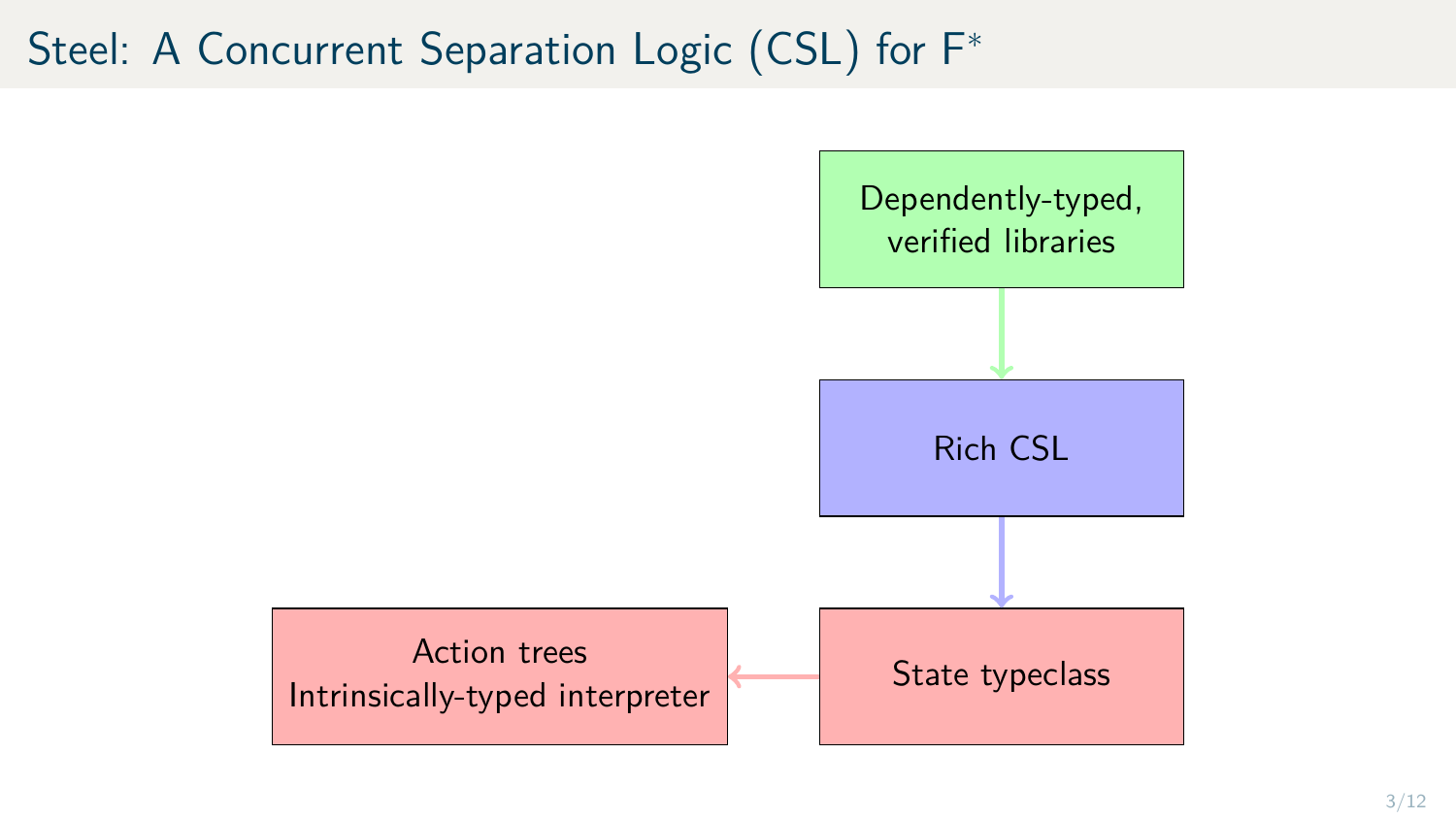# Steel: A Concurrent Separation Logic (CSL) for F*

Dependently-typed, verified libraries

Rich CSL

State typeclass

Action trees
Intrinsically-typed interpreter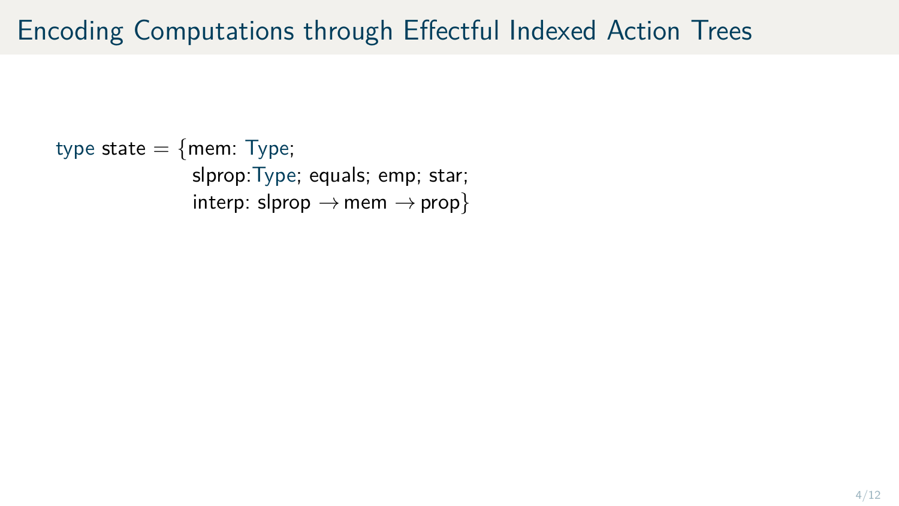# Encoding Computations through Effectful Indexed Action Trees

```
type state = {mem: Type;
              slprop:Type; equals; emp; star;
              interp: slprop → mem → prop}
```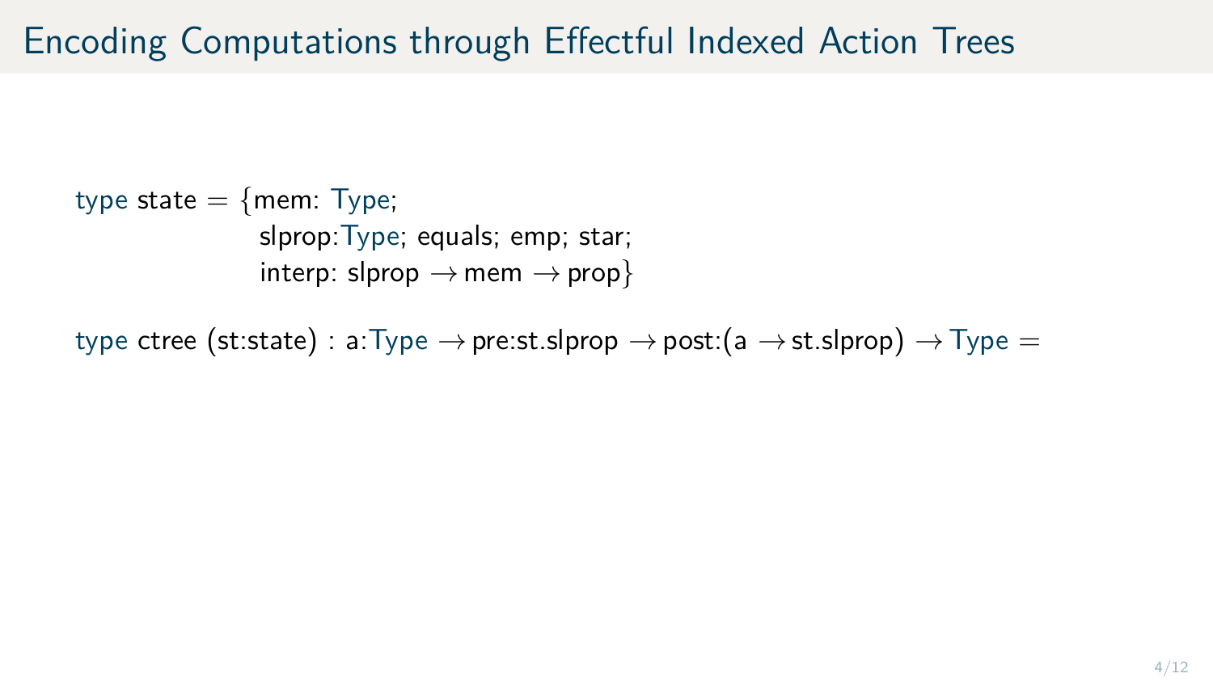# Encoding Computations through Effectful Indexed Action Trees

```
type state = {mem: Type;
              slprop:Type; equals; emp; star;
              interp: slprop → mem → prop}

type ctree (st:state) : a:Type → pre:st.slprop → post:(a → st.slprop) → Type =
```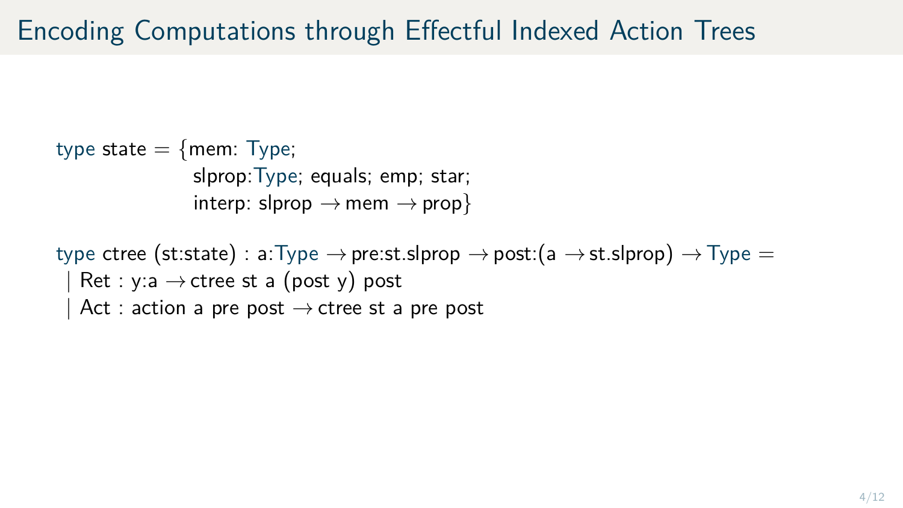# Encoding Computations through Effectful Indexed Action Trees

```
type state = {mem: Type;
              slprop:Type; equals; emp; star;
              interp: slprop → mem → prop}

type ctree (st:state) : a:Type → pre:st.slprop → post:(a → st.slprop) → Type =
  | Ret : y:a → ctree st a (post y) post
  | Act : action a pre post → ctree st a pre post
```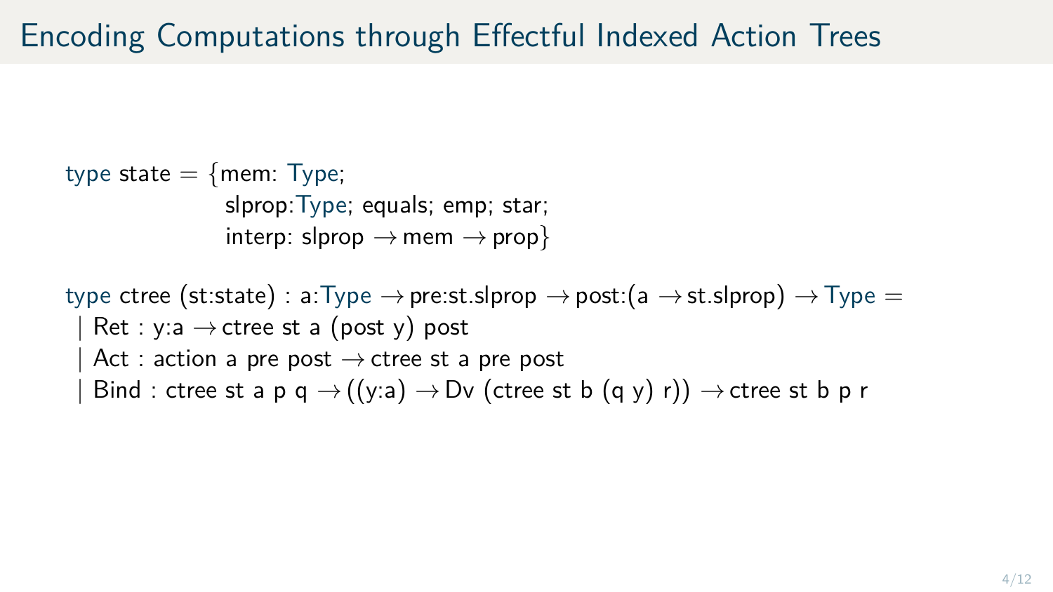# Encoding Computations through Effectful Indexed Action Trees

```
type state = {mem: Type;
              slprop:Type; equals; emp; star;
              interp: slprop → mem → prop}

type ctree (st:state) : a:Type → pre:st.slprop → post:(a → st.slprop) → Type =
  | Ret : y:a → ctree st a (post y) post
  | Act : action a pre post → ctree st a pre post
  | Bind : ctree st a p q → ((y:a) → Dv (ctree st b (q y) r)) → ctree st b p r
```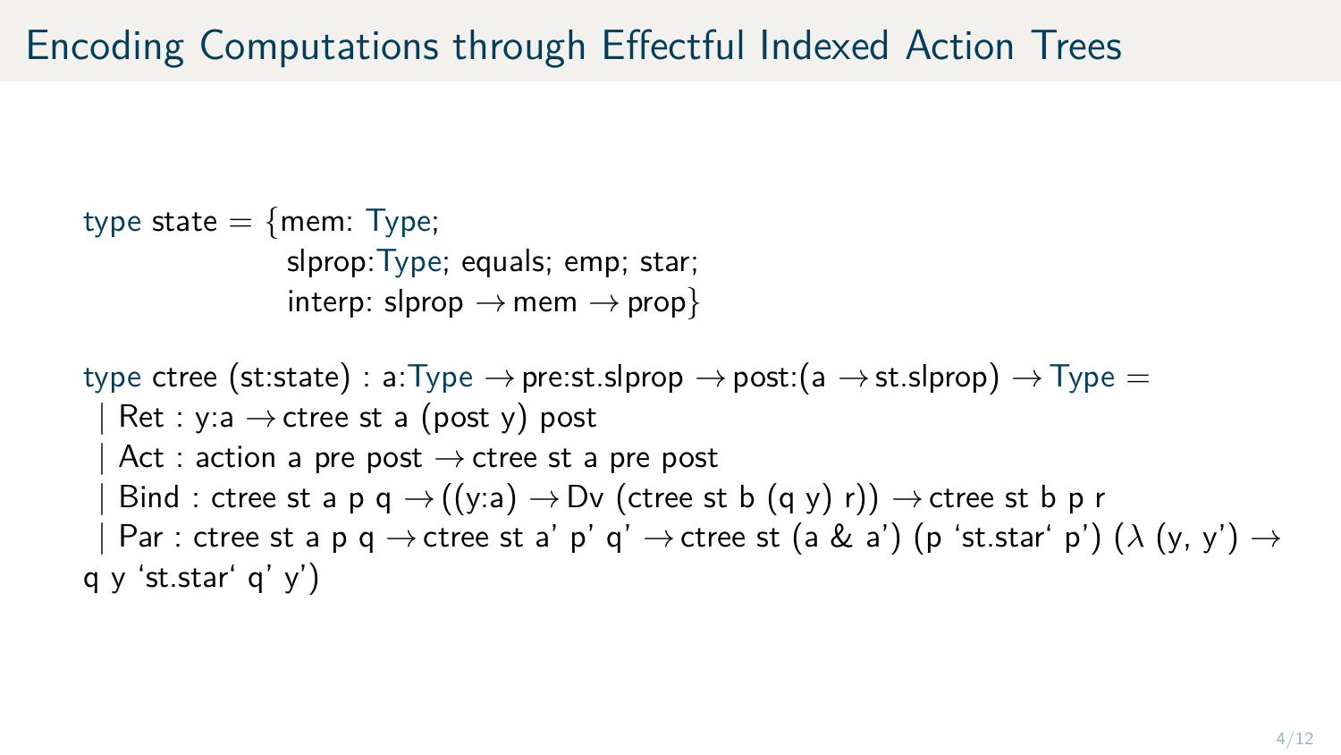# Encoding Computations through Effectful Indexed Action Trees

```
type state = {mem: Type;
              slprop:Type; equals; emp; star;
              interp: slprop → mem → prop}

type ctree (st:state) : a:Type → pre:st.slprop → post:(a → st.slprop) → Type =
  | Ret : y:a → ctree st a (post y) post
  | Act : action a pre post → ctree st a pre post
  | Bind : ctree st a p q → ((y:a) → Dv (ctree st b (q y) r)) → ctree st b p r
  | Par : ctree st a p q → ctree st a' p' q' → ctree st (a & a') (p `st.star` p') (λ (y, y') →
q y `st.star` q' y')
```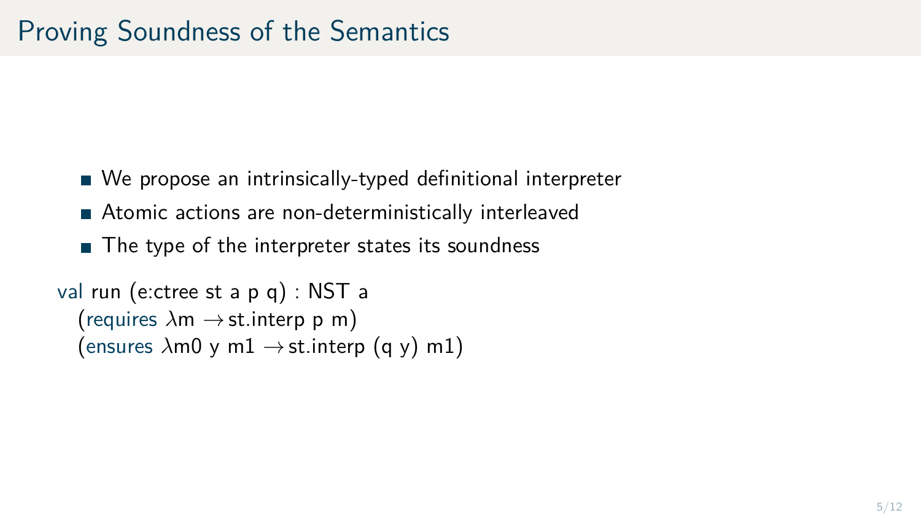# Proving Soundness of the Semantics

- We propose an intrinsically-typed definitional interpreter
- Atomic actions are non-deterministically interleaved
- The type of the interpreter states its soundness

```
val run (e:ctree st a p q) : NST a
  (requires λm → st.interp p m)
  (ensures λm0 y m1 → st.interp (q y) m1)
```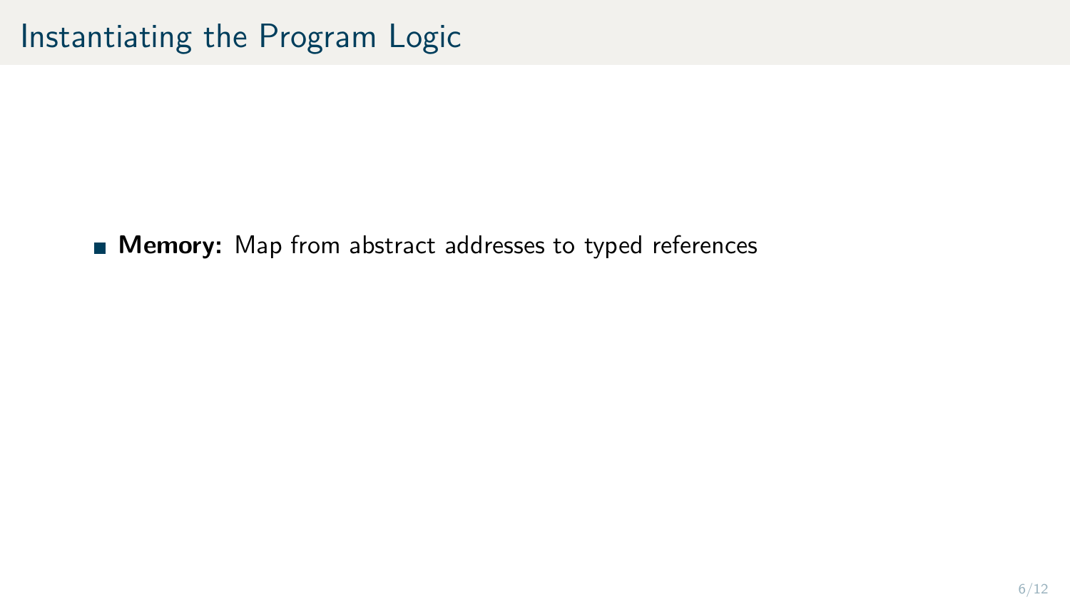# Instantiating the Program Logic

- **Memory:** Map from abstract addresses to typed references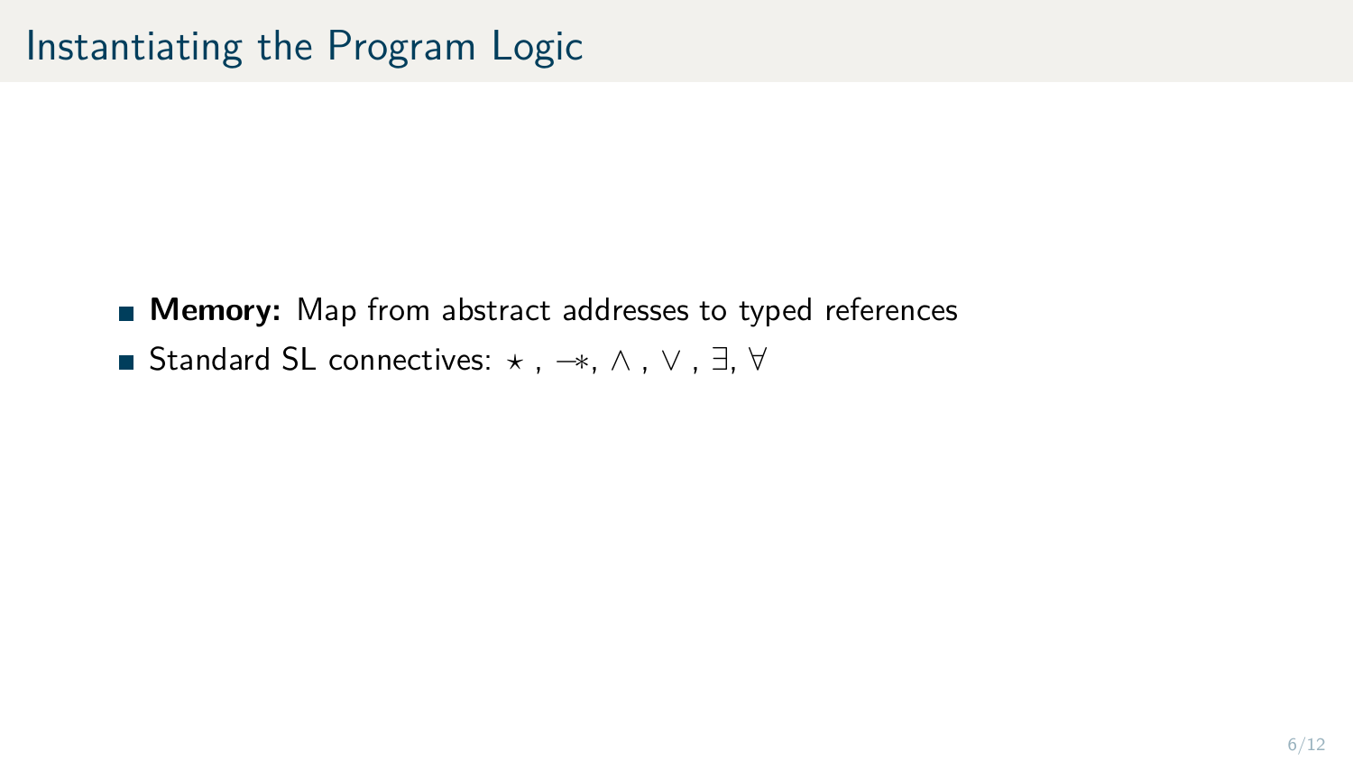# Instantiating the Program Logic

- **Memory:** Map from abstract addresses to typed references
- Standard SL connectives: $\star$ , $-\!\!*$, $\wedge$ , $\vee$ , $\exists$, $\forall$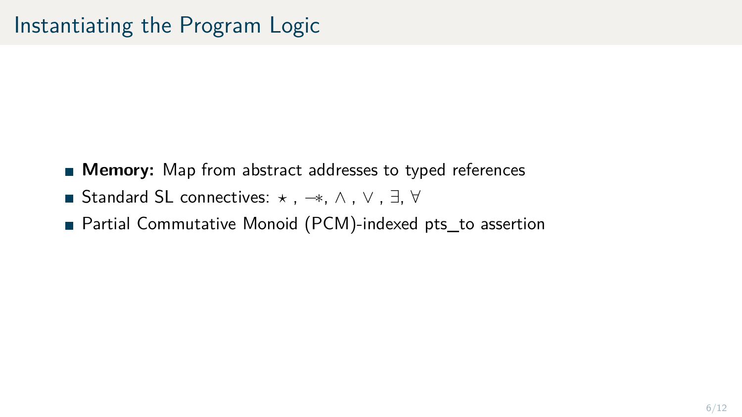# Instantiating the Program Logic

- **Memory:** Map from abstract addresses to typed references
- Standard SL connectives: $\star$ , $-\!\!*$, $\wedge$ , $\vee$ , $\exists$, $\forall$
- Partial Commutative Monoid (PCM)-indexed pts_to assertion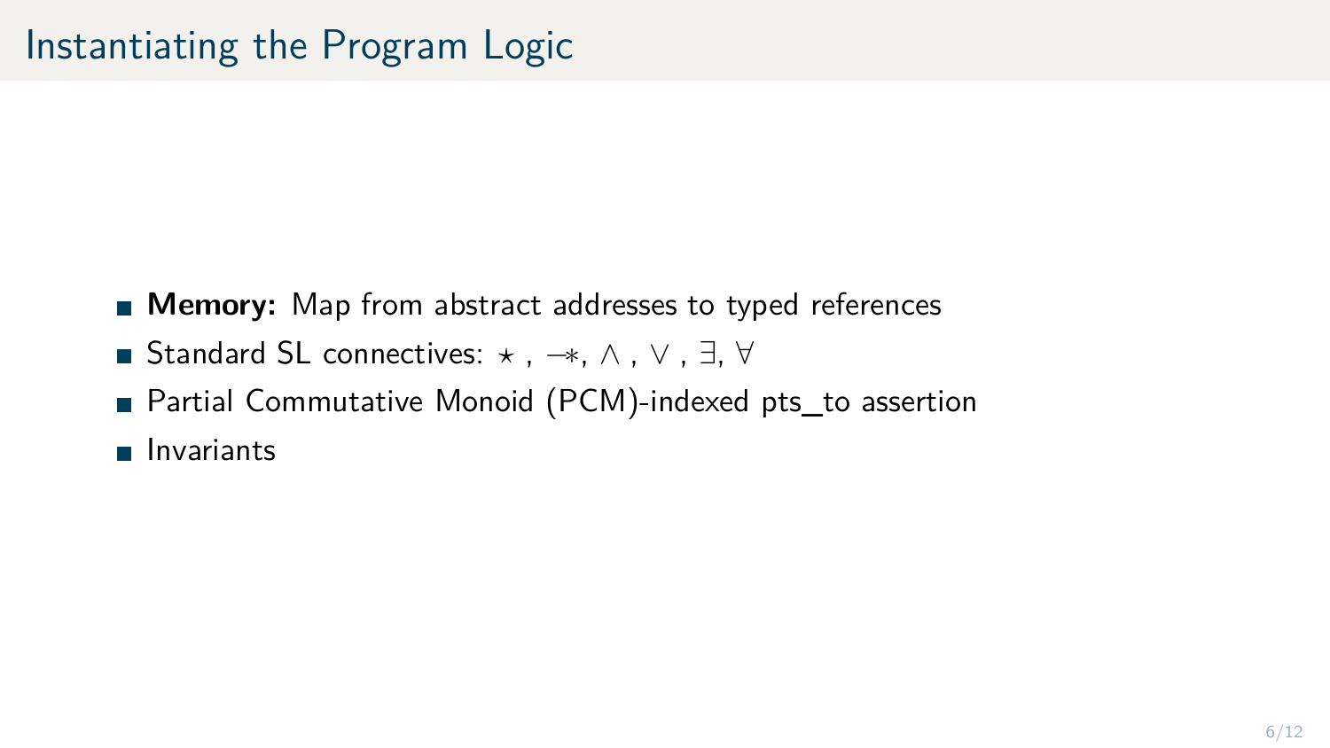# Instantiating the Program Logic

- **Memory:** Map from abstract addresses to typed references
- Standard SL connectives: $\star$ , $-\!\!\ast$, $\wedge$ , $\vee$ , $\exists$, $\forall$
- Partial Commutative Monoid (PCM)-indexed pts_to assertion
- Invariants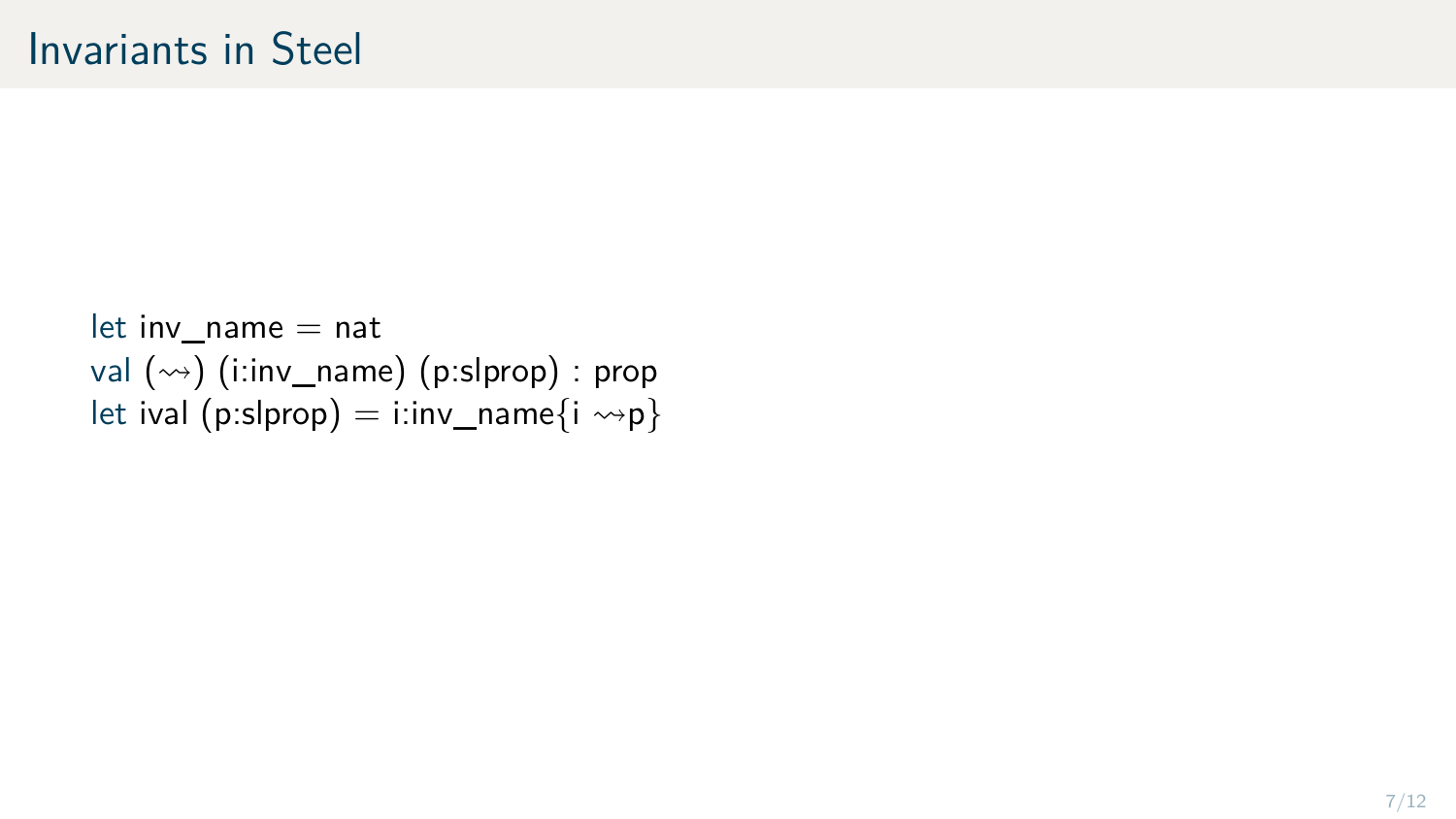# Invariants in Steel

```
let inv_name = nat
val (⇝) (i:inv_name) (p:slprop) : prop
let ival (p:slprop) = i:inv_name{i ⇝p}
```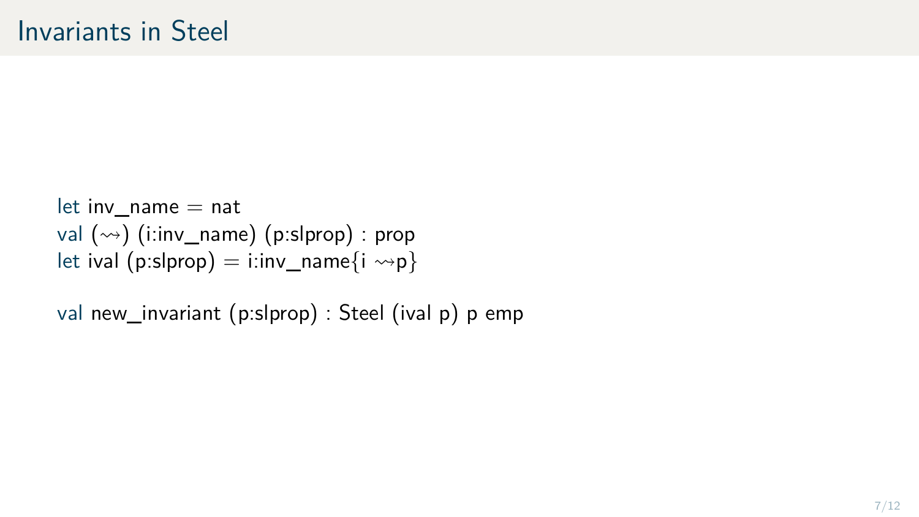# Invariants in Steel

```
let inv_name = nat
val (⇝) (i:inv_name) (p:slprop) : prop
let ival (p:slprop) = i:inv_name{i ⇝p}

val new_invariant (p:slprop) : Steel (ival p) p emp
```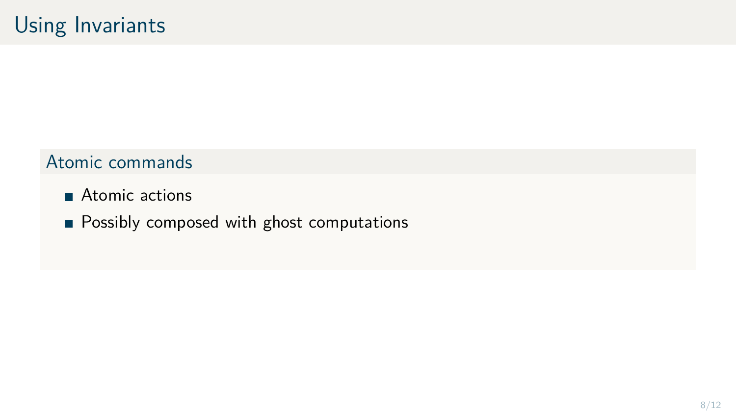# Using Invariants

### Atomic commands

- Atomic actions
- Possibly composed with ghost computations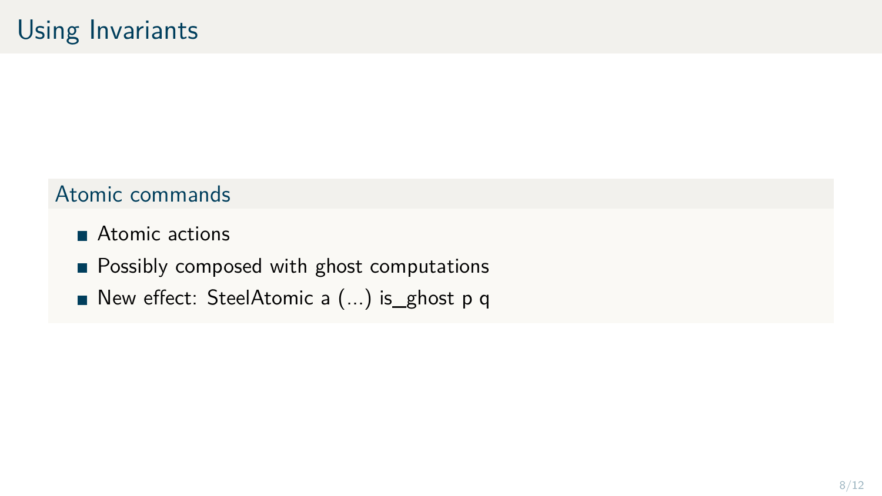# Using Invariants

## Atomic commands

- Atomic actions
- Possibly composed with ghost computations
- New effect: SteelAtomic a (...) is_ghost p q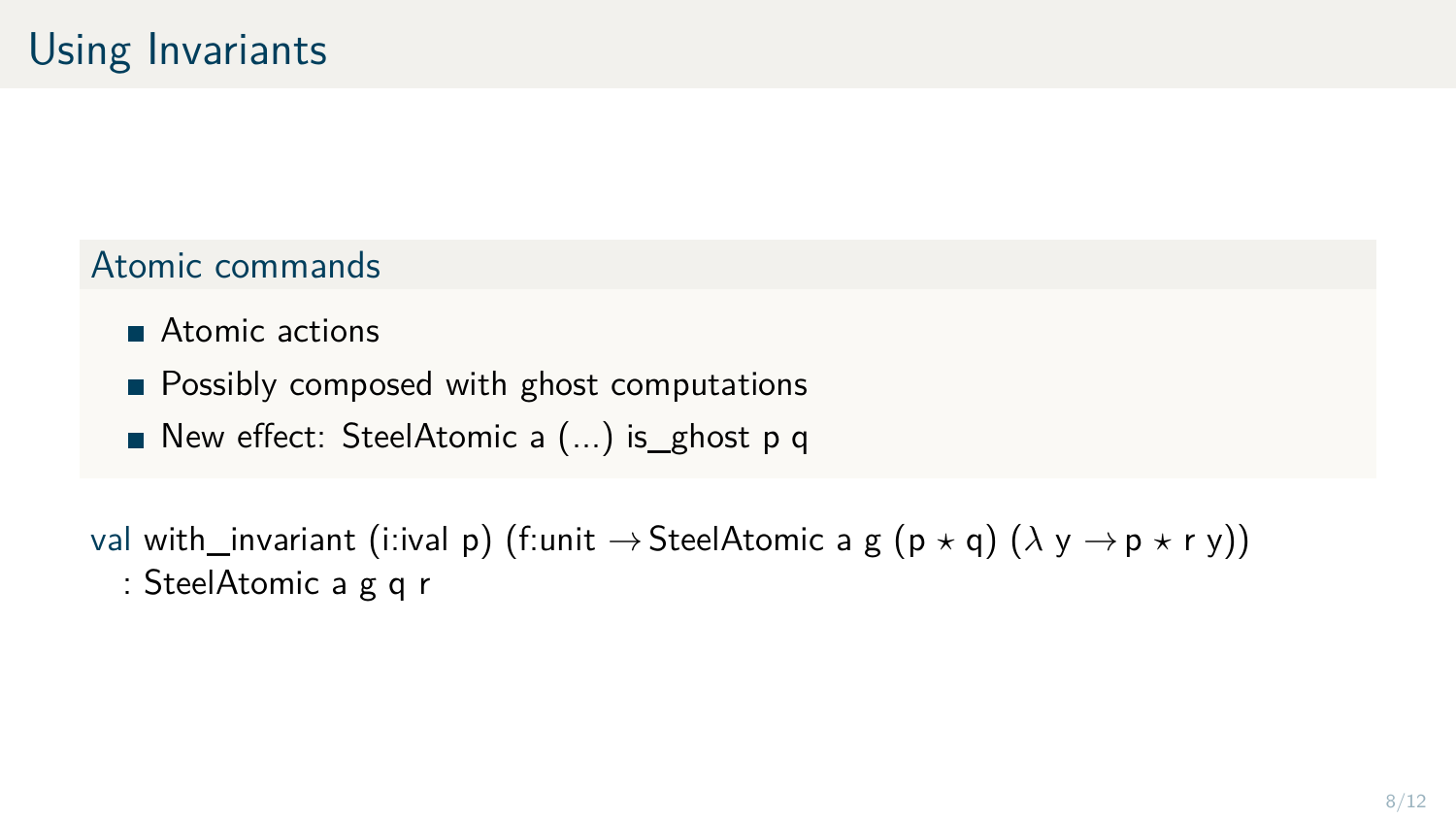# Using Invariants

## Atomic commands

- Atomic actions
- Possibly composed with ghost computations
- New effect: SteelAtomic a (...) is_ghost p q

```
val with_invariant (i:ival p) (f:unit → SteelAtomic a g (p ⋆ q) (λ y → p ⋆ r y))
  : SteelAtomic a g q r
```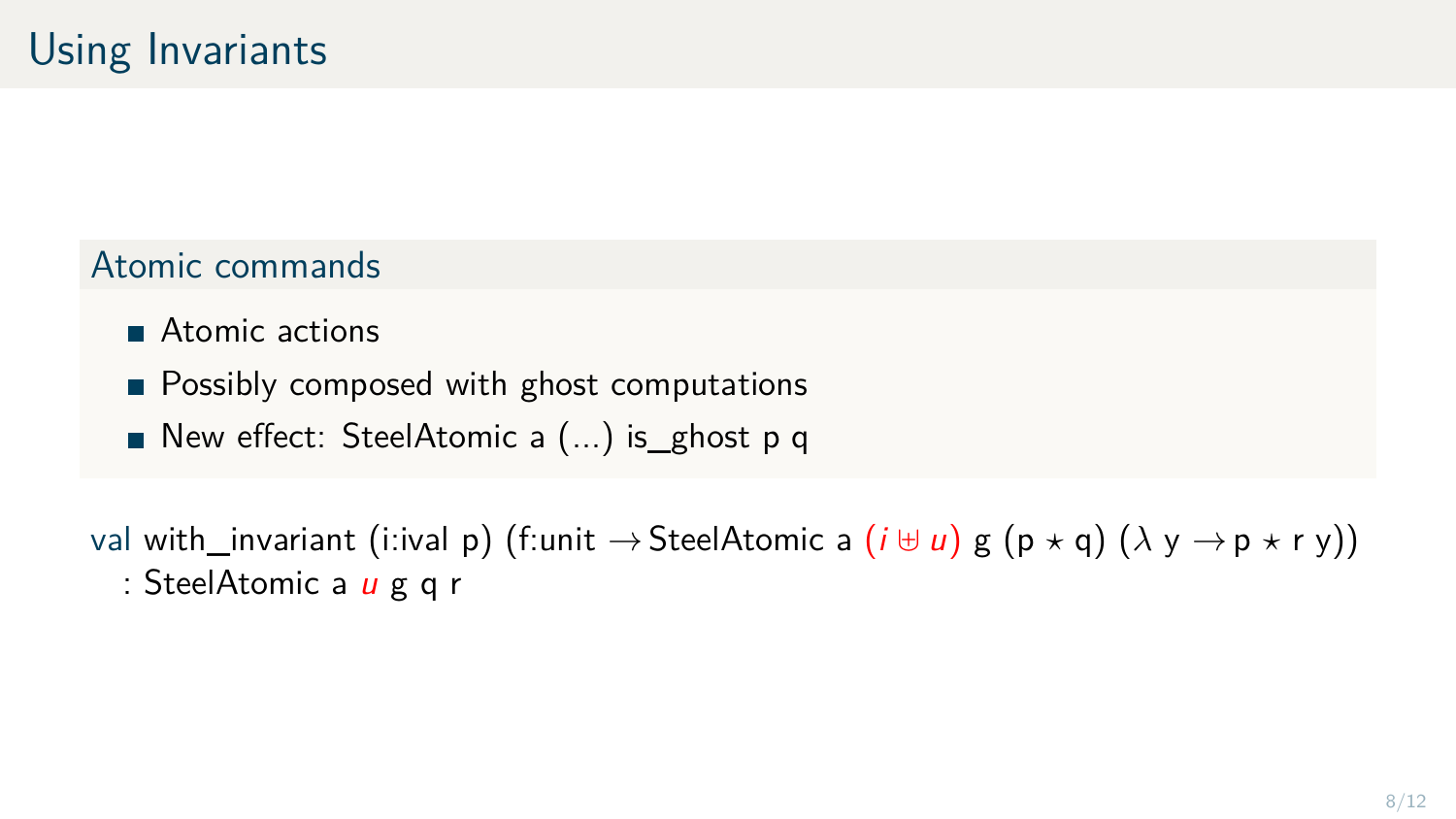# Using Invariants

## Atomic commands

- Atomic actions
- Possibly composed with ghost computations
- New effect: SteelAtomic a (...) is_ghost p q

```
val with_invariant (i:ival p) (f:unit → SteelAtomic a (i ⊎ u) g (p ⋆ q) (λ y → p ⋆ r y))
  : SteelAtomic a u g q r
```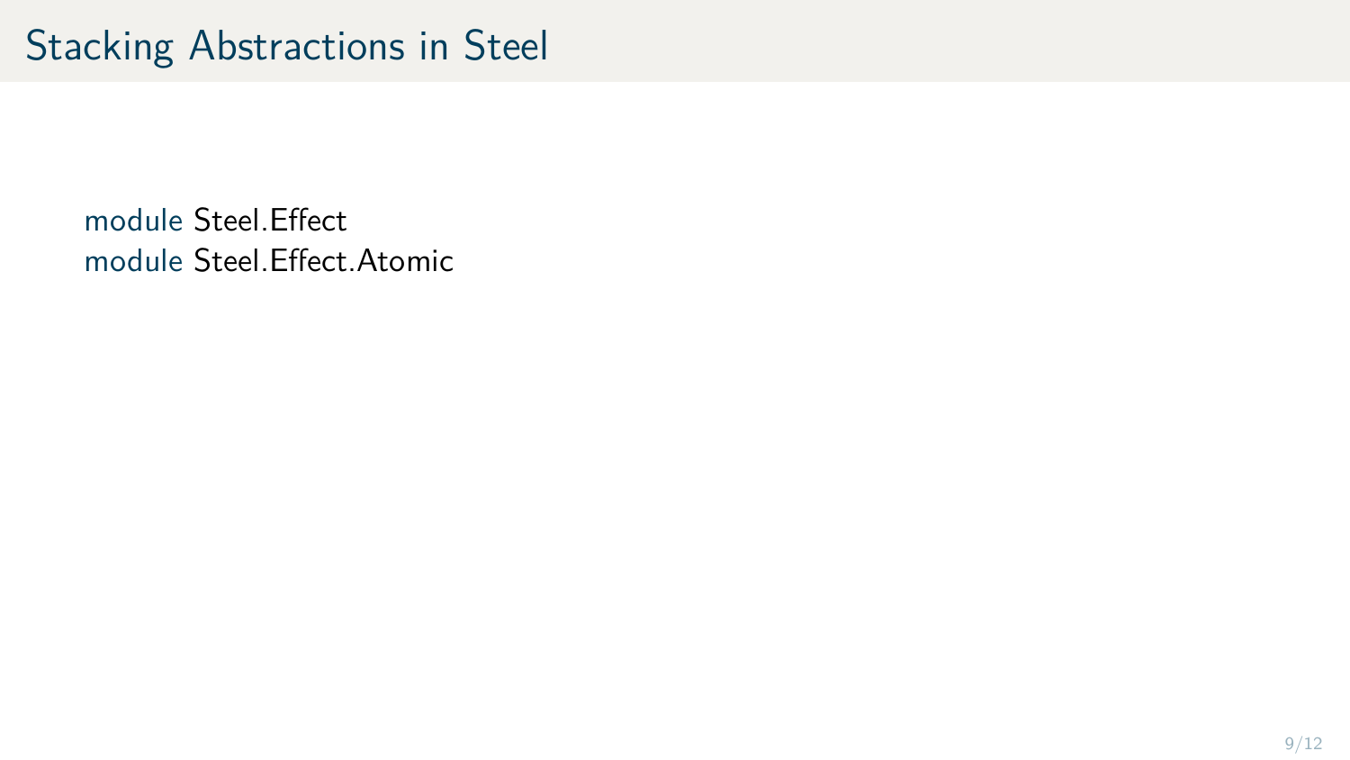# Stacking Abstractions in Steel

```
module Steel.Effect
module Steel.Effect.Atomic
```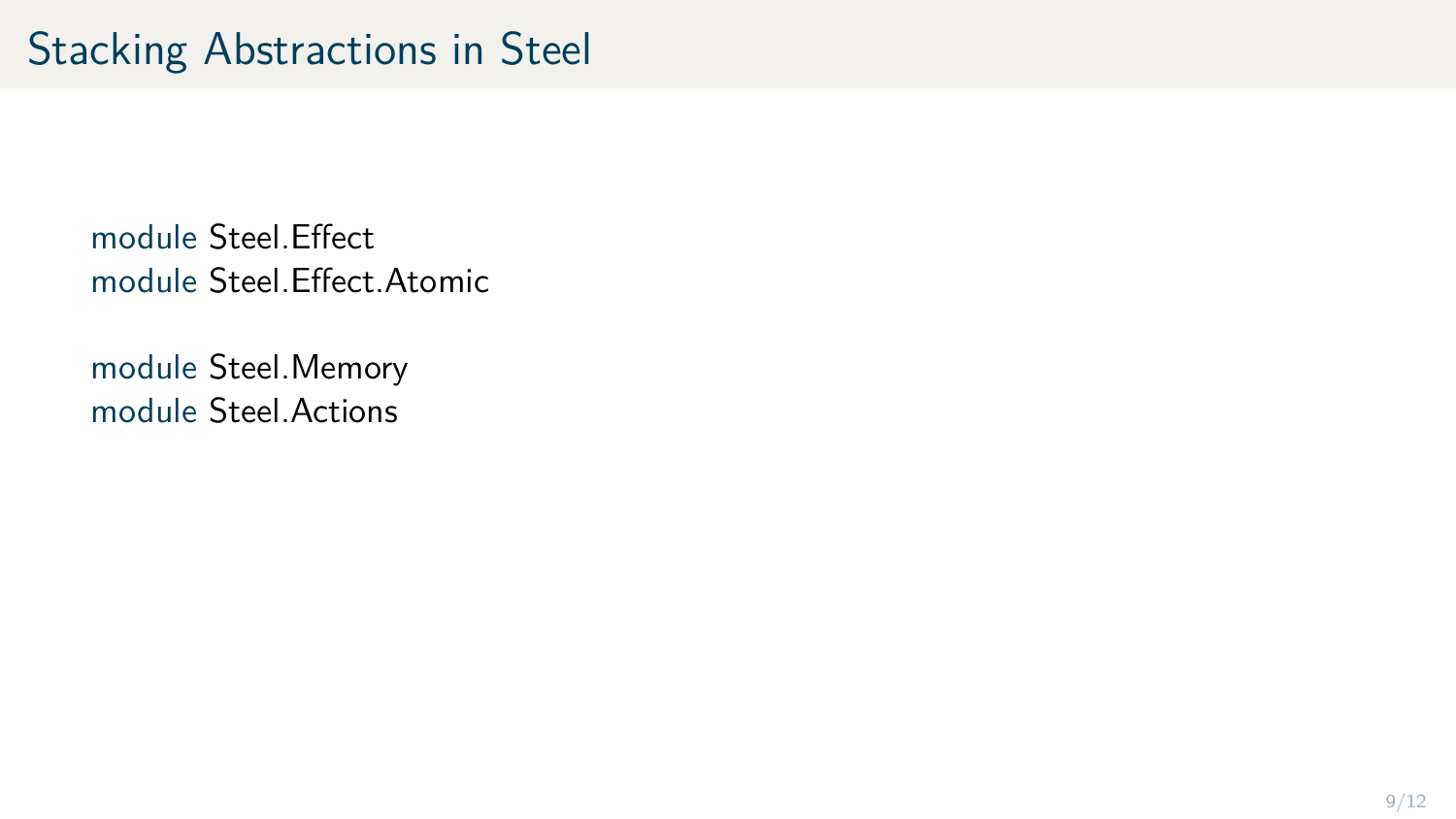# Stacking Abstractions in Steel

```
module Steel.Effect
module Steel.Effect.Atomic

module Steel.Memory
module Steel.Actions
```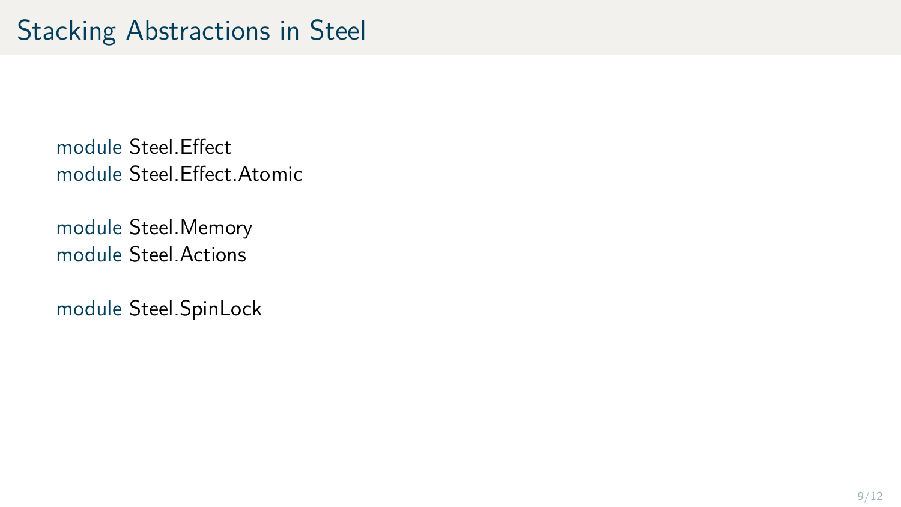# Stacking Abstractions in Steel

```
module Steel.Effect
module Steel.Effect.Atomic

module Steel.Memory
module Steel.Actions

module Steel.SpinLock
```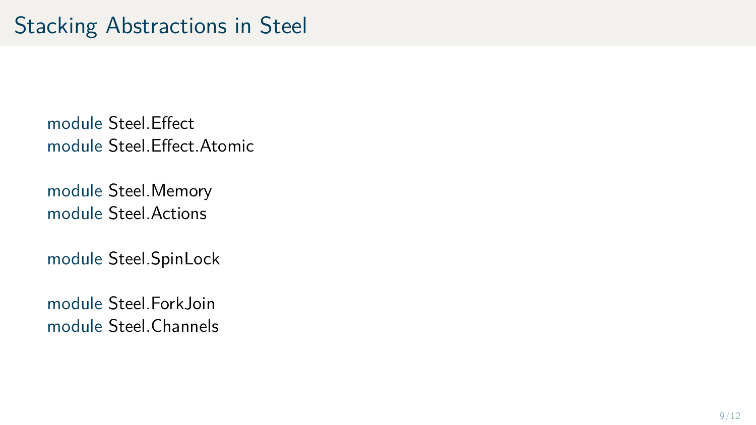# Stacking Abstractions in Steel

```
module Steel.Effect
module Steel.Effect.Atomic

module Steel.Memory
module Steel.Actions

module Steel.SpinLock

module Steel.ForkJoin
module Steel.Channels
```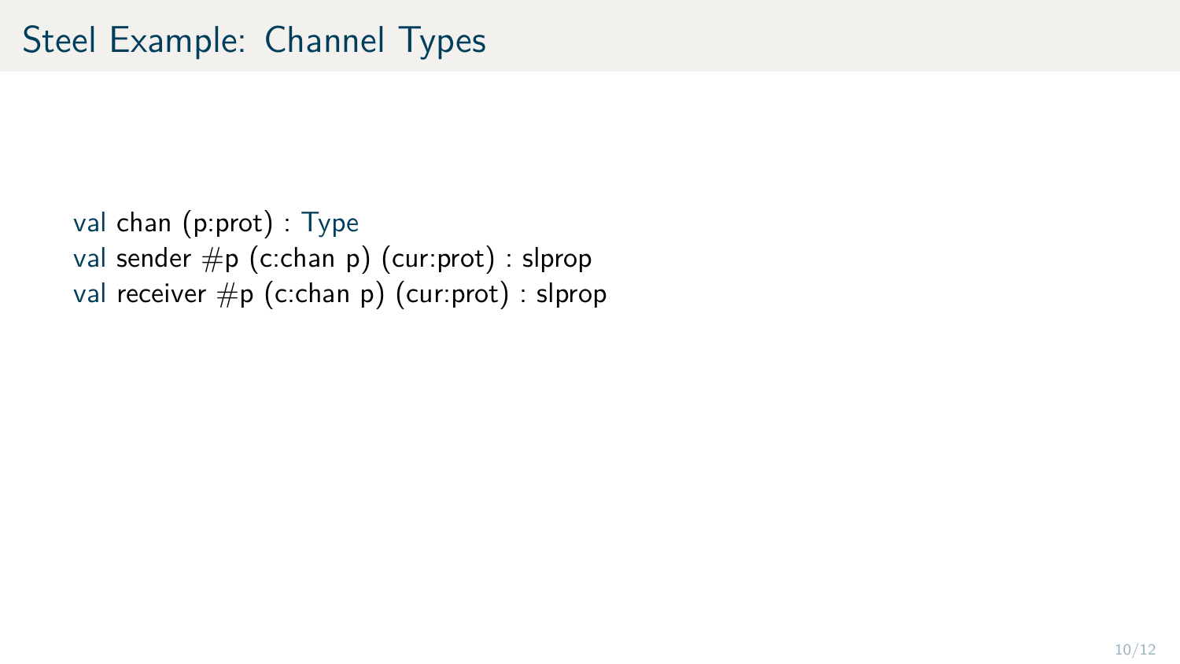# Steel Example: Channel Types

```
val chan (p:prot) : Type
val sender #p (c:chan p) (cur:prot) : slprop
val receiver #p (c:chan p) (cur:prot) : slprop
```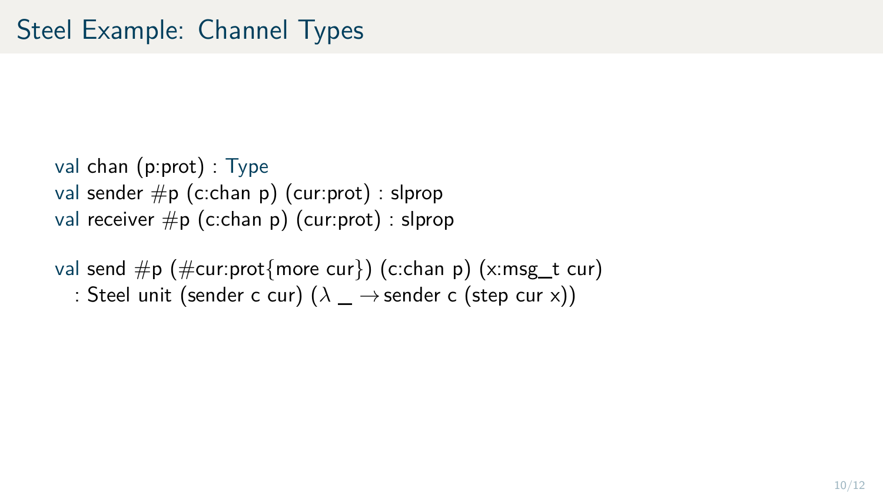# Steel Example: Channel Types

```
val chan (p:prot) : Type
val sender #p (c:chan p) (cur:prot) : slprop
val receiver #p (c:chan p) (cur:prot) : slprop

val send #p (#cur:prot{more cur}) (c:chan p) (x:msg_t cur)
  : Steel unit (sender c cur) (λ _ → sender c (step cur x))
```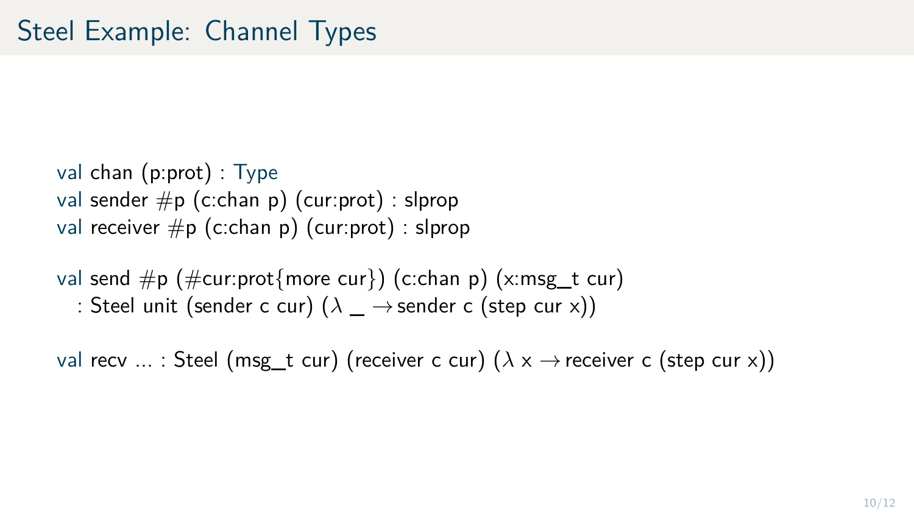# Steel Example: Channel Types

```
val chan (p:prot) : Type
val sender #p (c:chan p) (cur:prot) : slprop
val receiver #p (c:chan p) (cur:prot) : slprop

val send #p (#cur:prot{more cur}) (c:chan p) (x:msg_t cur)
  : Steel unit (sender c cur) (λ _ → sender c (step cur x))

val recv ... : Steel (msg_t cur) (receiver c cur) (λ x → receiver c (step cur x))
```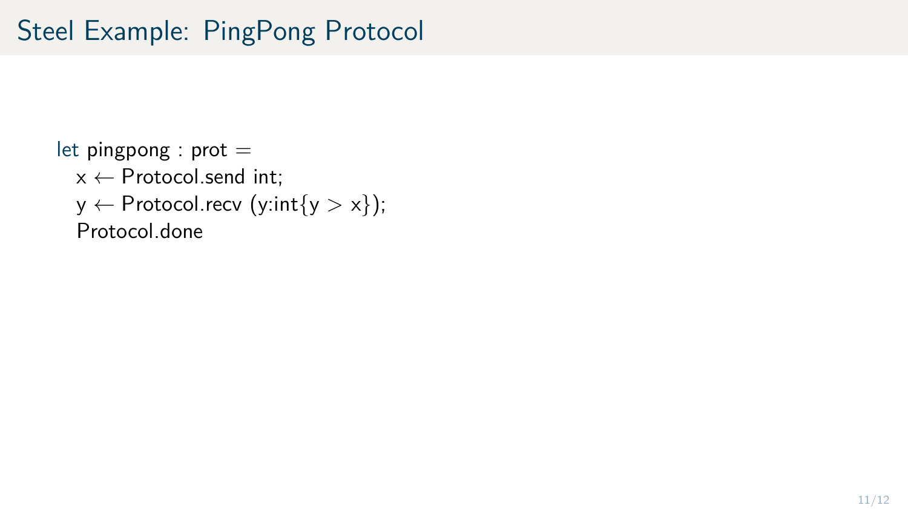# Steel Example: PingPong Protocol

```
let pingpong : prot =
  x ← Protocol.send int;
  y ← Protocol.recv (y:int{y > x});
  Protocol.done
```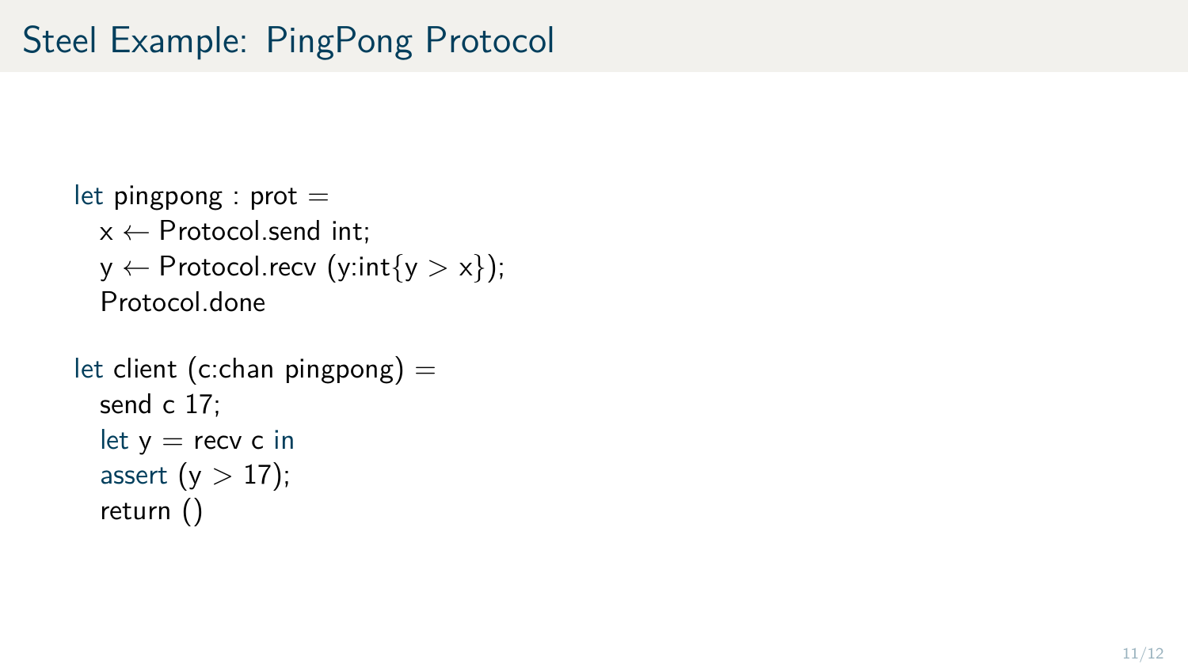# Steel Example: PingPong Protocol

```
let pingpong : prot =
  x ← Protocol.send int;
  y ← Protocol.recv (y:int{y > x});
  Protocol.done

let client (c:chan pingpong) =
  send c 17;
  let y = recv c in
  assert (y > 17);
  return ()
```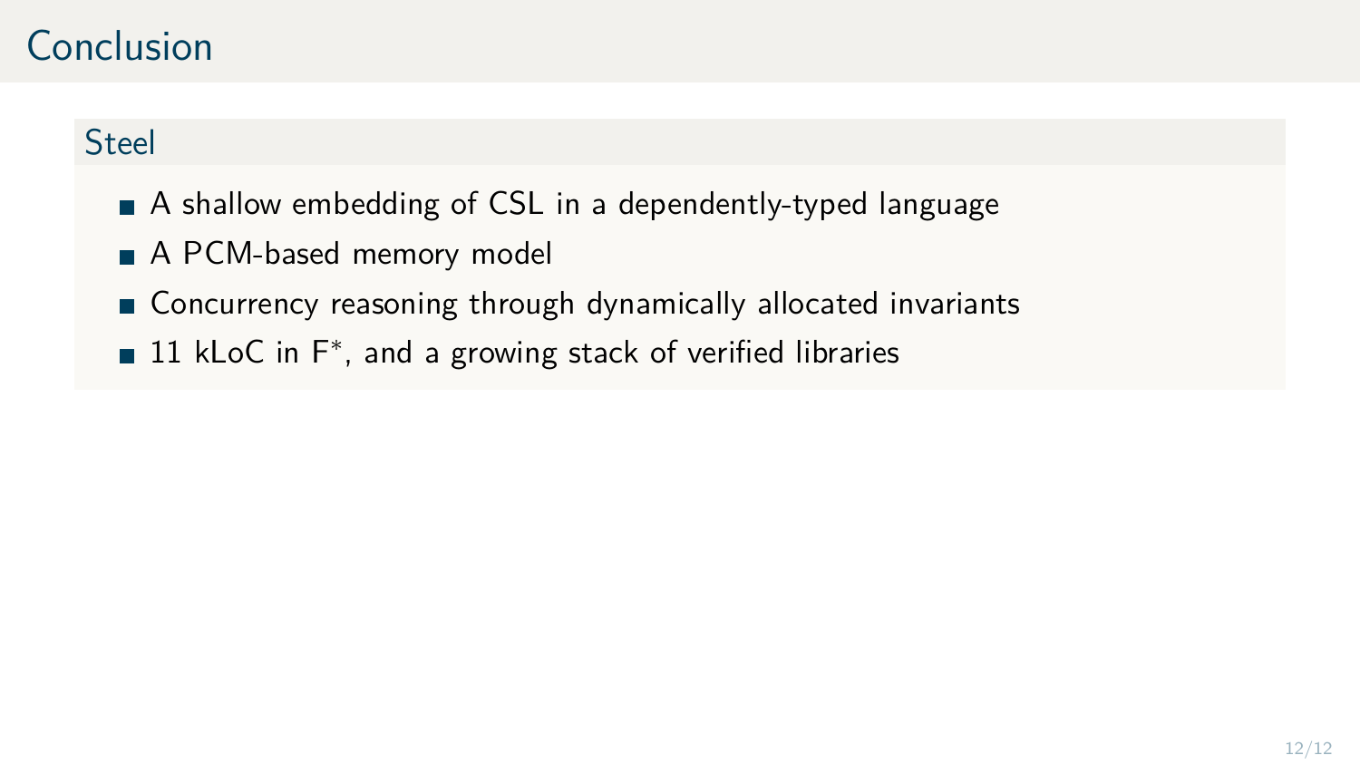# Conclusion

## Steel

- A shallow embedding of CSL in a dependently-typed language
- A PCM-based memory model
- Concurrency reasoning through dynamically allocated invariants
- 11 kLoC in $F^*$, and a growing stack of verified libraries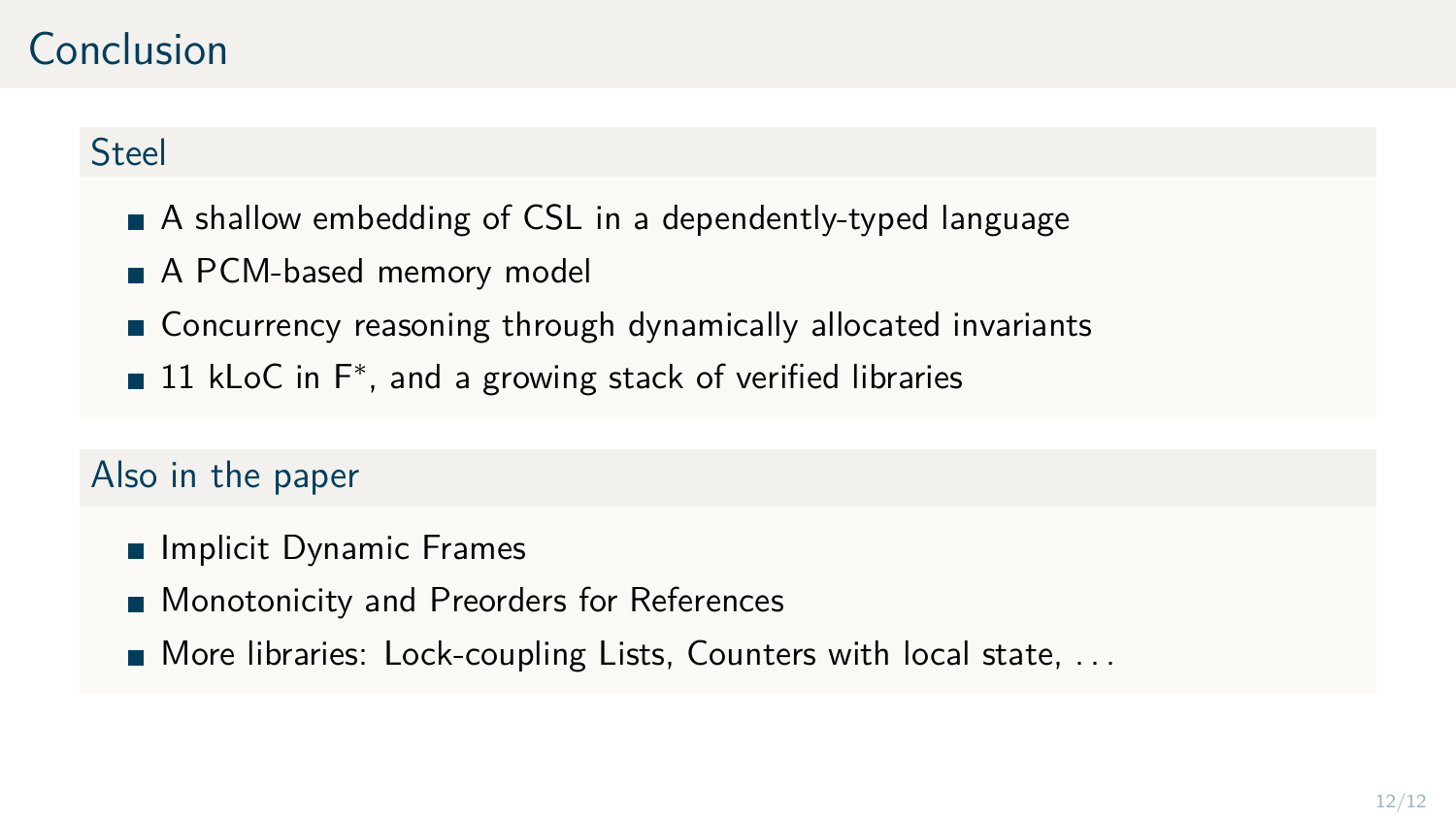# Conclusion

## Steel

- A shallow embedding of CSL in a dependently-typed language
- A PCM-based memory model
- Concurrency reasoning through dynamically allocated invariants
- 11 kLoC in F*, and a growing stack of verified libraries

## Also in the paper

- Implicit Dynamic Frames
- Monotonicity and Preorders for References
- More libraries: Lock-coupling Lists, Counters with local state, . . .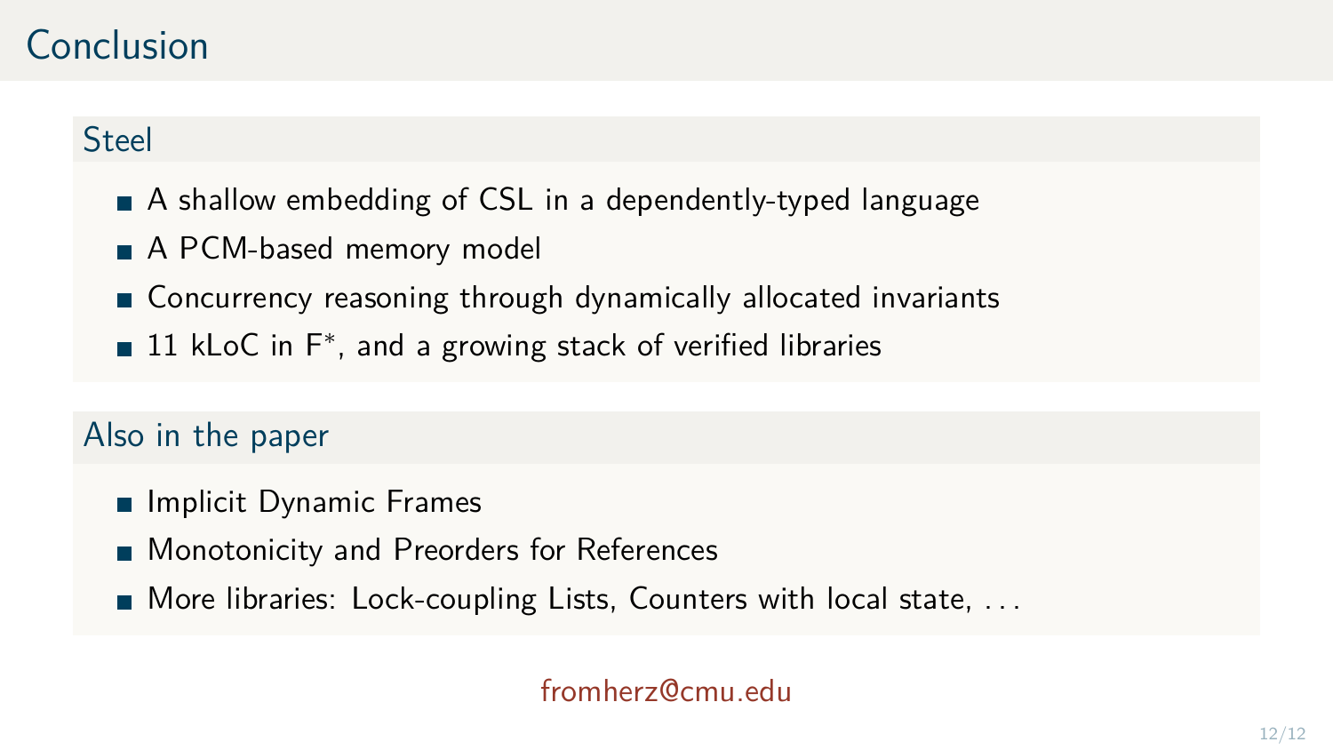# Conclusion

## Steel

- A shallow embedding of CSL in a dependently-typed language
- A PCM-based memory model
- Concurrency reasoning through dynamically allocated invariants
- 11 kLoC in F*, and a growing stack of verified libraries

## Also in the paper

- Implicit Dynamic Frames
- Monotonicity and Preorders for References
- More libraries: Lock-coupling Lists, Counters with local state, ...

fromherz@cmu.edu